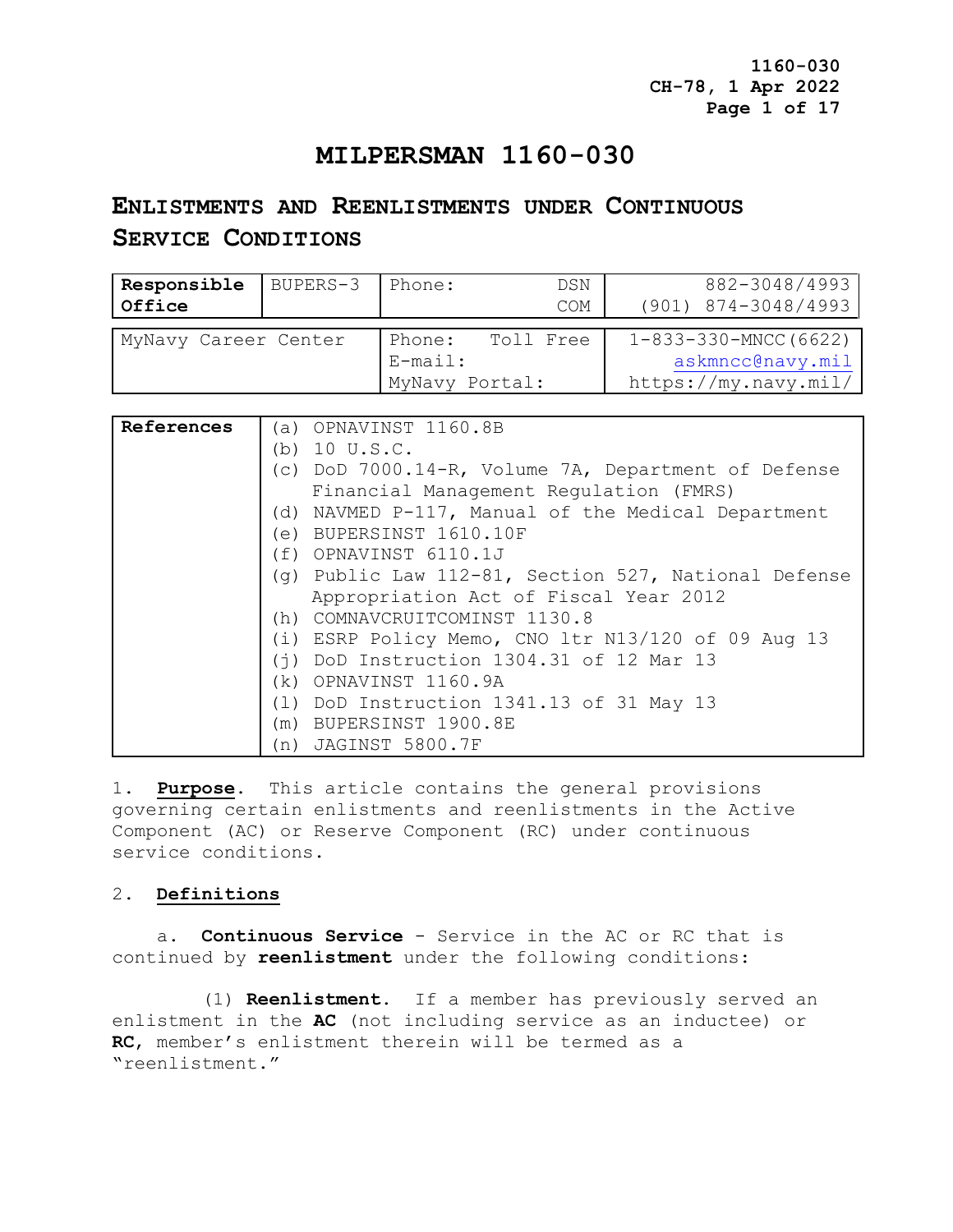# MILPERSMAN 1160-030

## ENLISTMENTS AND REENLISTMENTS UNDER CONTINUOUS SERVICE CONDITIONS

| **Responsible Office** | BUPERS-3 | Phone: DSN<br>COM | 882-3048/4993<br>(901) 874-3048/4993 |
|---|---|---|---|

| MyNavy Career Center | Phone: Toll Free<br>E-mail:<br>MyNavy Portal: | 1-833-330-MNCC(6622)<br>askmncc@navy.mil<br>https://my.navy.mil/ |
|---|---|---|

| **References** | |
|---|---|
| | (a) OPNAVINST 1160.8B |
| | (b) 10 U.S.C. |
| | (c) DoD 7000.14-R, Volume 7A, Department of Defense Financial Management Regulation (FMRS) |
| | (d) NAVMED P-117, Manual of the Medical Department |
| | (e) BUPERSINST 1610.10F |
| | (f) OPNAVINST 6110.1J |
| | (g) Public Law 112-81, Section 527, National Defense Appropriation Act of Fiscal Year 2012 |
| | (h) COMNAVCRUITCOMINST 1130.8 |
| | (i) ESRP Policy Memo, CNO ltr N13/120 of 09 Aug 13 |
| | (j) DoD Instruction 1304.31 of 12 Mar 13 |
| | (k) OPNAVINST 1160.9A |
| | (l) DoD Instruction 1341.13 of 31 May 13 |
| | (m) BUPERSINST 1900.8E |
| | (n) JAGINST 5800.7F |

1. **Purpose**. This article contains the general provisions governing certain enlistments and reenlistments in the Active Component (AC) or Reserve Component (RC) under continuous service conditions.

2. **Definitions**

a. **Continuous Service** - Service in the AC or RC that is continued by **reenlistment** under the following conditions:

(1) **Reenlistment**. If a member has previously served an enlistment in the **AC** (not including service as an inductee) or **RC**, member's enlistment therein will be termed as a "reenlistment."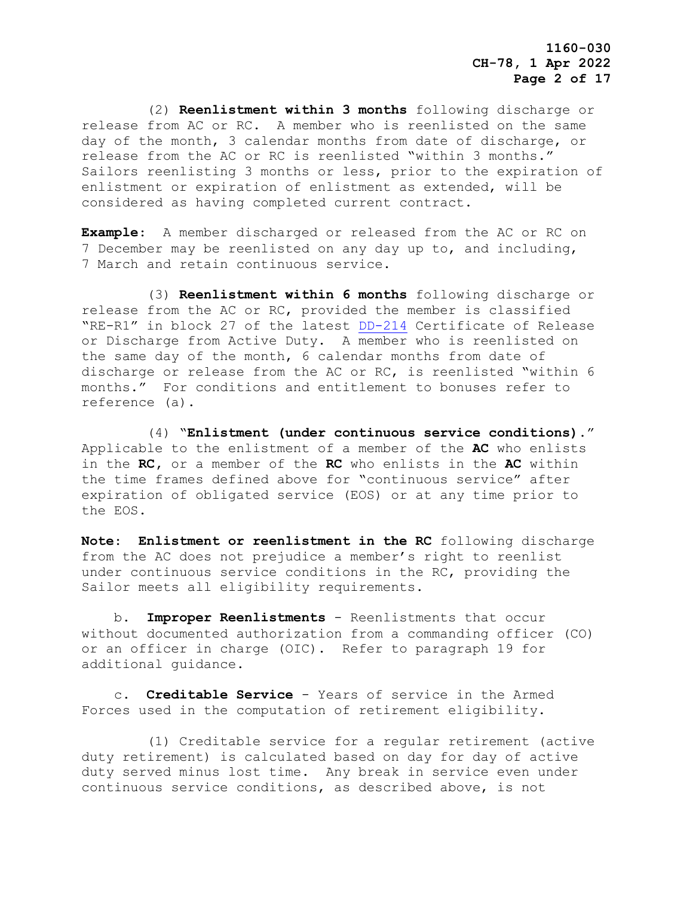(2) **Reenlistment within 3 months** following discharge or release from AC or RC. A member who is reenlisted on the same day of the month, 3 calendar months from date of discharge, or release from the AC or RC is reenlisted "within 3 months." Sailors reenlisting 3 months or less, prior to the expiration of enlistment or expiration of enlistment as extended, will be considered as having completed current contract.

**Example:** A member discharged or released from the AC or RC on 7 December may be reenlisted on any day up to, and including, 7 March and retain continuous service.

(3) **Reenlistment within 6 months** following discharge or release from the AC or RC, provided the member is classified "RE-R1" in block 27 of the latest DD-214 Certificate of Release or Discharge from Active Duty. A member who is reenlisted on the same day of the month, 6 calendar months from date of discharge or release from the AC or RC, is reenlisted "within 6 months." For conditions and entitlement to bonuses refer to reference (a).

(4) "**Enlistment (under continuous service conditions)**." Applicable to the enlistment of a member of the **AC** who enlists in the **RC**, or a member of the **RC** who enlists in the **AC** within the time frames defined above for "continuous service" after expiration of obligated service (EOS) or at any time prior to the EOS.

**Note: Enlistment or reenlistment in the RC** following discharge from the AC does not prejudice a member's right to reenlist under continuous service conditions in the RC, providing the Sailor meets all eligibility requirements.

b. **Improper Reenlistments** - Reenlistments that occur without documented authorization from a commanding officer (CO) or an officer in charge (OIC). Refer to paragraph 19 for additional guidance.

c. **Creditable Service** - Years of service in the Armed Forces used in the computation of retirement eligibility.

(1) Creditable service for a regular retirement (active duty retirement) is calculated based on day for day of active duty served minus lost time. Any break in service even under continuous service conditions, as described above, is not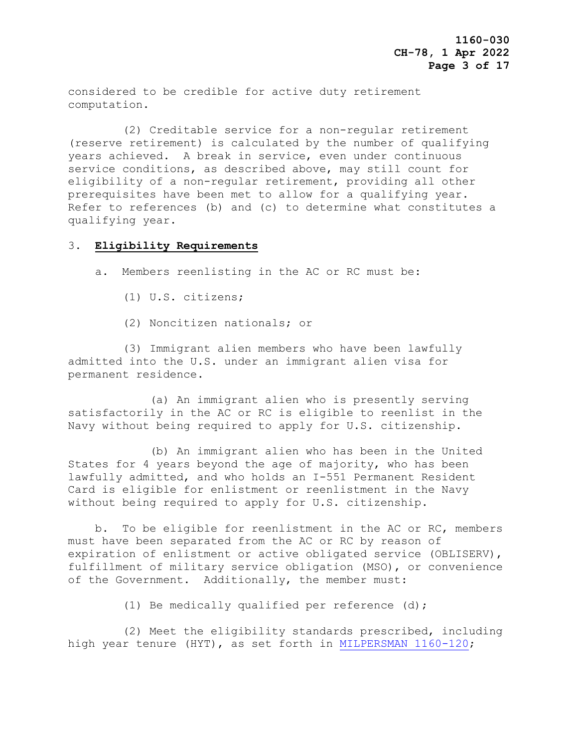considered to be credible for active duty retirement computation.

(2) Creditable service for a non-regular retirement (reserve retirement) is calculated by the number of qualifying years achieved. A break in service, even under continuous service conditions, as described above, may still count for eligibility of a non-regular retirement, providing all other prerequisites have been met to allow for a qualifying year. Refer to references (b) and (c) to determine what constitutes a qualifying year.

3. **Eligibility Requirements**

a. Members reenlisting in the AC or RC must be:

(1) U.S. citizens;

(2) Noncitizen nationals; or

(3) Immigrant alien members who have been lawfully admitted into the U.S. under an immigrant alien visa for permanent residence.

(a) An immigrant alien who is presently serving satisfactorily in the AC or RC is eligible to reenlist in the Navy without being required to apply for U.S. citizenship.

(b) An immigrant alien who has been in the United States for 4 years beyond the age of majority, who has been lawfully admitted, and who holds an I-551 Permanent Resident Card is eligible for enlistment or reenlistment in the Navy without being required to apply for U.S. citizenship.

b. To be eligible for reenlistment in the AC or RC, members must have been separated from the AC or RC by reason of expiration of enlistment or active obligated service (OBLISERV), fulfillment of military service obligation (MSO), or convenience of the Government. Additionally, the member must:

(1) Be medically qualified per reference (d);

(2) Meet the eligibility standards prescribed, including high year tenure (HYT), as set forth in MILPERSMAN 1160-120;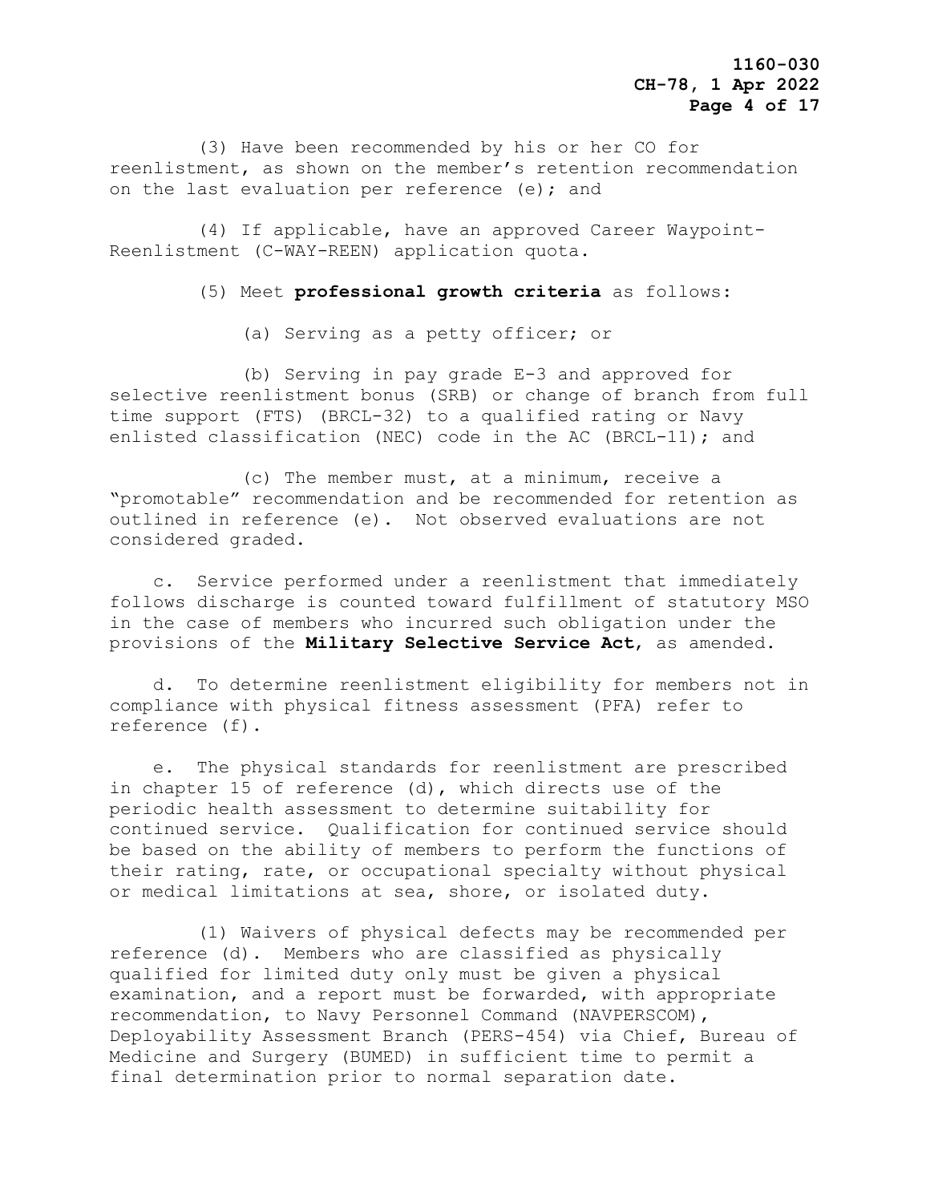(3) Have been recommended by his or her CO for reenlistment, as shown on the member's retention recommendation on the last evaluation per reference (e); and

(4) If applicable, have an approved Career Waypoint-Reenlistment (C-WAY-REEN) application quota.

(5) Meet **professional growth criteria** as follows:

(a) Serving as a petty officer; or

(b) Serving in pay grade E-3 and approved for selective reenlistment bonus (SRB) or change of branch from full time support (FTS) (BRCL-32) to a qualified rating or Navy enlisted classification (NEC) code in the AC (BRCL-11); and

(c) The member must, at a minimum, receive a "promotable" recommendation and be recommended for retention as outlined in reference (e). Not observed evaluations are not considered graded.

c. Service performed under a reenlistment that immediately follows discharge is counted toward fulfillment of statutory MSO in the case of members who incurred such obligation under the provisions of the **Military Selective Service Act**, as amended.

d. To determine reenlistment eligibility for members not in compliance with physical fitness assessment (PFA) refer to reference (f).

e. The physical standards for reenlistment are prescribed in chapter 15 of reference (d), which directs use of the periodic health assessment to determine suitability for continued service. Qualification for continued service should be based on the ability of members to perform the functions of their rating, rate, or occupational specialty without physical or medical limitations at sea, shore, or isolated duty.

(1) Waivers of physical defects may be recommended per reference (d). Members who are classified as physically qualified for limited duty only must be given a physical examination, and a report must be forwarded, with appropriate recommendation, to Navy Personnel Command (NAVPERSCOM), Deployability Assessment Branch (PERS-454) via Chief, Bureau of Medicine and Surgery (BUMED) in sufficient time to permit a final determination prior to normal separation date.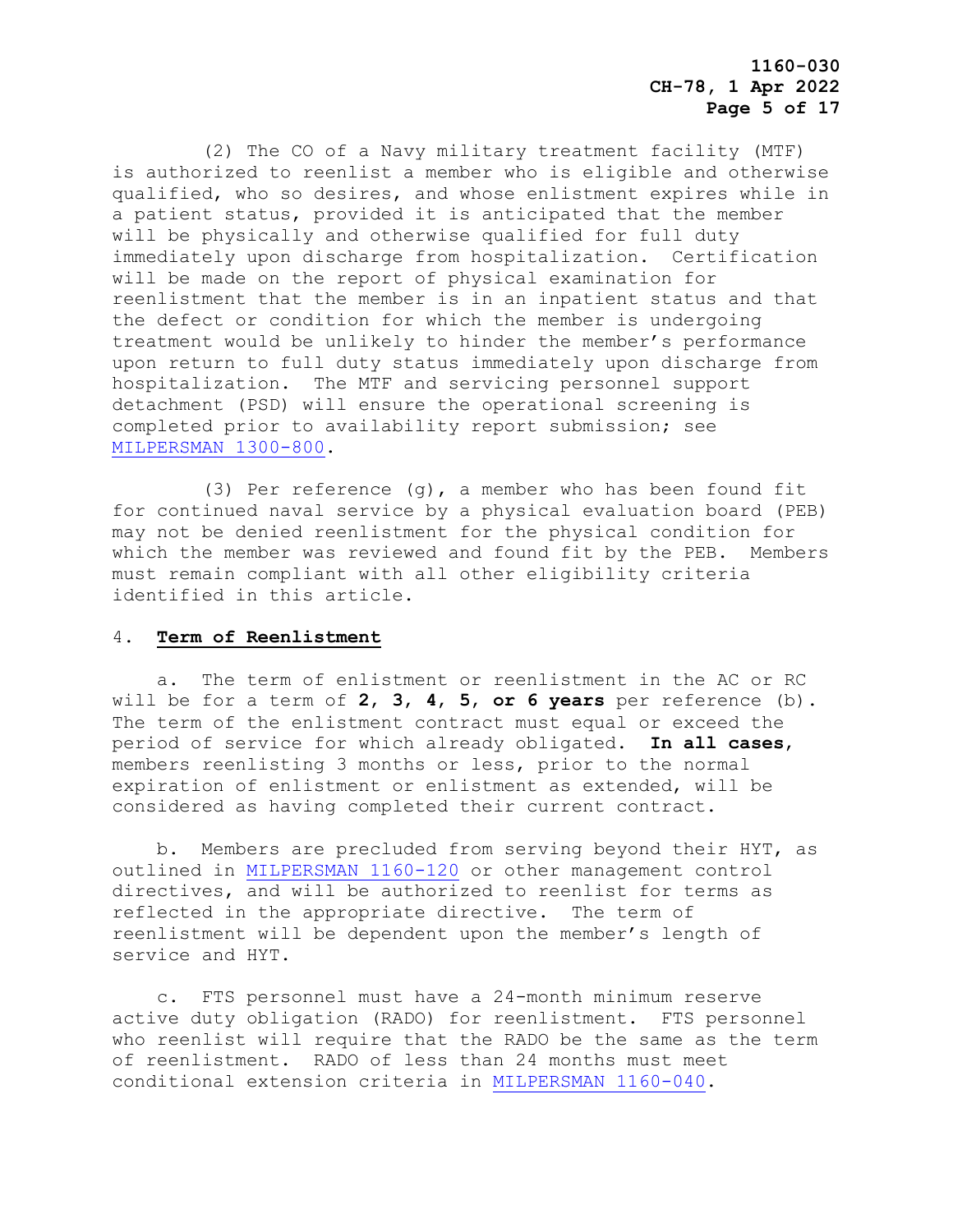(2) The CO of a Navy military treatment facility (MTF) is authorized to reenlist a member who is eligible and otherwise qualified, who so desires, and whose enlistment expires while in a patient status, provided it is anticipated that the member will be physically and otherwise qualified for full duty immediately upon discharge from hospitalization. Certification will be made on the report of physical examination for reenlistment that the member is in an inpatient status and that the defect or condition for which the member is undergoing treatment would be unlikely to hinder the member's performance upon return to full duty status immediately upon discharge from hospitalization. The MTF and servicing personnel support detachment (PSD) will ensure the operational screening is completed prior to availability report submission; see MILPERSMAN 1300-800.

(3) Per reference (g), a member who has been found fit for continued naval service by a physical evaluation board (PEB) may not be denied reenlistment for the physical condition for which the member was reviewed and found fit by the PEB. Members must remain compliant with all other eligibility criteria identified in this article.

## 4. **Term of Reenlistment**

a. The term of enlistment or reenlistment in the AC or RC will be for a term of **2, 3, 4, 5, or 6 years** per reference (b). The term of the enlistment contract must equal or exceed the period of service for which already obligated. **In all cases**, members reenlisting 3 months or less, prior to the normal expiration of enlistment or enlistment as extended, will be considered as having completed their current contract.

b. Members are precluded from serving beyond their HYT, as outlined in MILPERSMAN 1160-120 or other management control directives, and will be authorized to reenlist for terms as reflected in the appropriate directive. The term of reenlistment will be dependent upon the member's length of service and HYT.

c. FTS personnel must have a 24-month minimum reserve active duty obligation (RADO) for reenlistment. FTS personnel who reenlist will require that the RADO be the same as the term of reenlistment. RADO of less than 24 months must meet conditional extension criteria in MILPERSMAN 1160-040.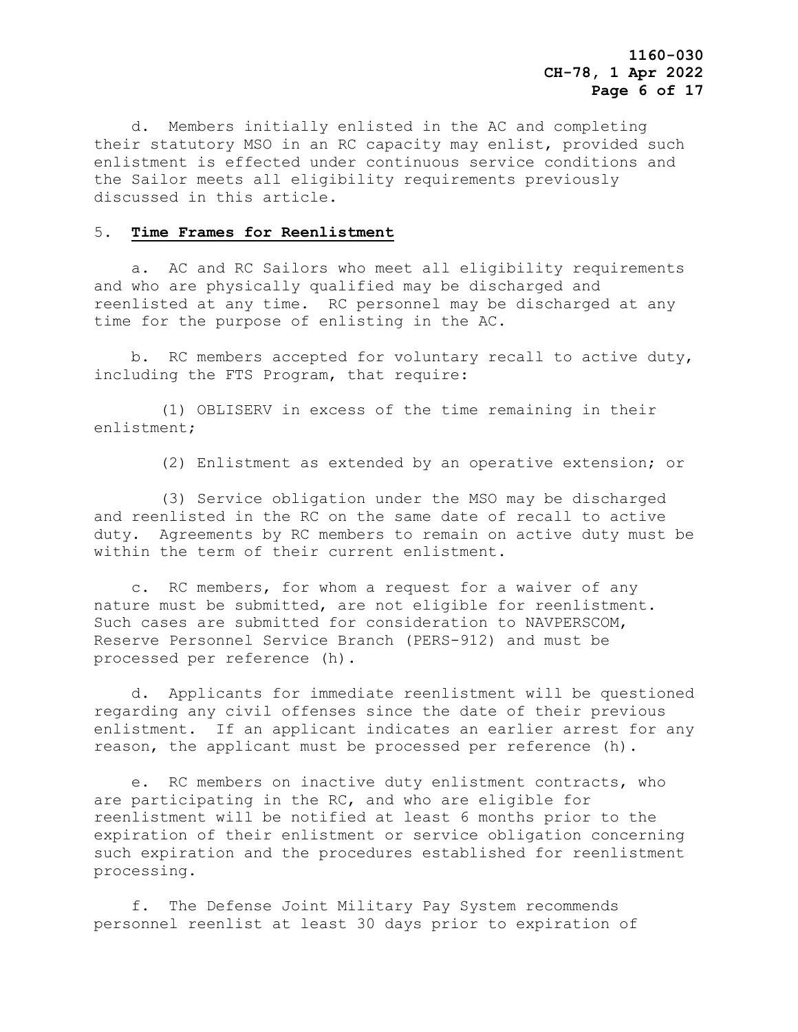d. Members initially enlisted in the AC and completing their statutory MSO in an RC capacity may enlist, provided such enlistment is effected under continuous service conditions and the Sailor meets all eligibility requirements previously discussed in this article.

5. **Time Frames for Reenlistment**

a. AC and RC Sailors who meet all eligibility requirements and who are physically qualified may be discharged and reenlisted at any time. RC personnel may be discharged at any time for the purpose of enlisting in the AC.

b. RC members accepted for voluntary recall to active duty, including the FTS Program, that require:

(1) OBLISERV in excess of the time remaining in their enlistment;

(2) Enlistment as extended by an operative extension; or

(3) Service obligation under the MSO may be discharged and reenlisted in the RC on the same date of recall to active duty. Agreements by RC members to remain on active duty must be within the term of their current enlistment.

c. RC members, for whom a request for a waiver of any nature must be submitted, are not eligible for reenlistment. Such cases are submitted for consideration to NAVPERSCOM, Reserve Personnel Service Branch (PERS-912) and must be processed per reference (h).

d. Applicants for immediate reenlistment will be questioned regarding any civil offenses since the date of their previous enlistment. If an applicant indicates an earlier arrest for any reason, the applicant must be processed per reference (h).

e. RC members on inactive duty enlistment contracts, who are participating in the RC, and who are eligible for reenlistment will be notified at least 6 months prior to the expiration of their enlistment or service obligation concerning such expiration and the procedures established for reenlistment processing.

f. The Defense Joint Military Pay System recommends personnel reenlist at least 30 days prior to expiration of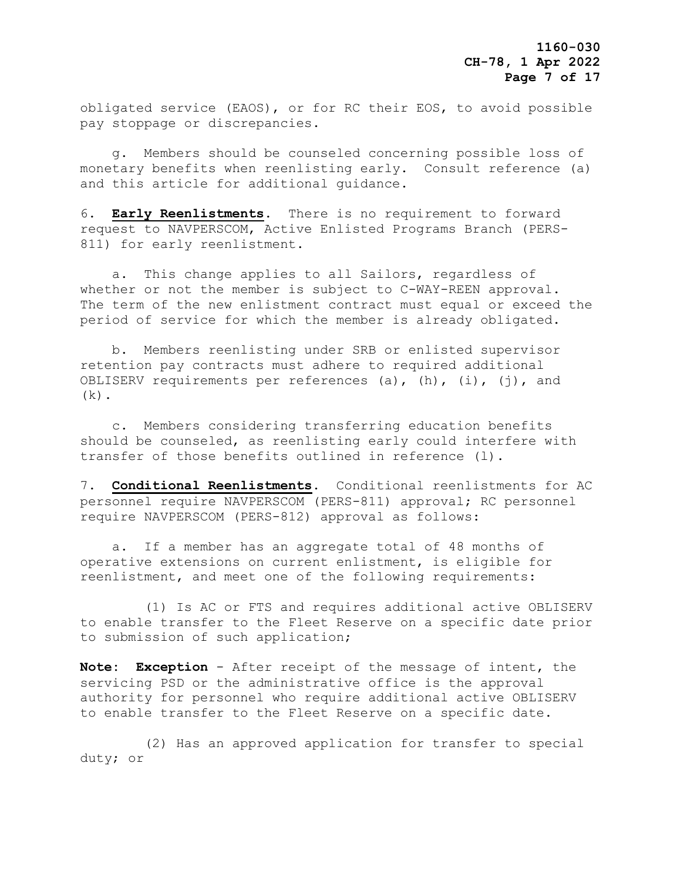obligated service (EAOS), or for RC their EOS, to avoid possible pay stoppage or discrepancies.

g. Members should be counseled concerning possible loss of monetary benefits when reenlisting early. Consult reference (a) and this article for additional guidance.

6. **Early Reenlistments**. There is no requirement to forward request to NAVPERSCOM, Active Enlisted Programs Branch (PERS-811) for early reenlistment.

a. This change applies to all Sailors, regardless of whether or not the member is subject to C-WAY-REEN approval. The term of the new enlistment contract must equal or exceed the period of service for which the member is already obligated.

b. Members reenlisting under SRB or enlisted supervisor retention pay contracts must adhere to required additional OBLISERV requirements per references (a), (h), (i), (j), and (k).

c. Members considering transferring education benefits should be counseled, as reenlisting early could interfere with transfer of those benefits outlined in reference (l).

7. **Conditional Reenlistments**. Conditional reenlistments for AC personnel require NAVPERSCOM (PERS-811) approval; RC personnel require NAVPERSCOM (PERS-812) approval as follows:

a. If a member has an aggregate total of 48 months of operative extensions on current enlistment, is eligible for reenlistment, and meet one of the following requirements:

(1) Is AC or FTS and requires additional active OBLISERV to enable transfer to the Fleet Reserve on a specific date prior to submission of such application;

**Note: Exception** - After receipt of the message of intent, the servicing PSD or the administrative office is the approval authority for personnel who require additional active OBLISERV to enable transfer to the Fleet Reserve on a specific date.

(2) Has an approved application for transfer to special duty; or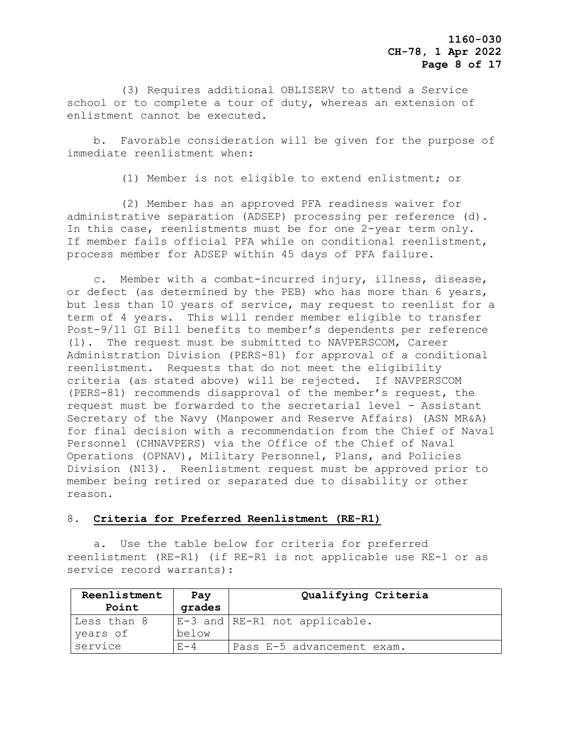(3) Requires additional OBLISERV to attend a Service school or to complete a tour of duty, whereas an extension of enlistment cannot be executed.

b. Favorable consideration will be given for the purpose of immediate reenlistment when:

(1) Member is not eligible to extend enlistment; or

(2) Member has an approved PFA readiness waiver for administrative separation (ADSEP) processing per reference (d). In this case, reenlistments must be for one 2-year term only. If member fails official PFA while on conditional reenlistment, process member for ADSEP within 45 days of PFA failure.

c. Member with a combat-incurred injury, illness, disease, or defect (as determined by the PEB) who has more than 6 years, but less than 10 years of service, may request to reenlist for a term of 4 years. This will render member eligible to transfer Post-9/11 GI Bill benefits to member's dependents per reference (l). The request must be submitted to NAVPERSCOM, Career Administration Division (PERS-81) for approval of a conditional reenlistment. Requests that do not meet the eligibility criteria (as stated above) will be rejected. If NAVPERSCOM (PERS-81) recommends disapproval of the member's request, the request must be forwarded to the secretarial level - Assistant Secretary of the Navy (Manpower and Reserve Affairs) (ASN MR&A) for final decision with a recommendation from the Chief of Naval Personnel (CHNAVPERS) via the Office of the Chief of Naval Operations (OPNAV), Military Personnel, Plans, and Policies Division (N13). Reenlistment request must be approved prior to member being retired or separated due to disability or other reason.

## 8. **Criteria for Preferred Reenlistment (RE-R1)**

a. Use the table below for criteria for preferred reenlistment (RE-R1) (if RE-R1 is not applicable use RE-1 or as service record warrants):

| Reenlistment Point | Pay grades | Qualifying Criteria |
|---|---|---|
| Less than 8 years of service | E-3 and below | RE-R1 not applicable. |
| | E-4 | Pass E-5 advancement exam. |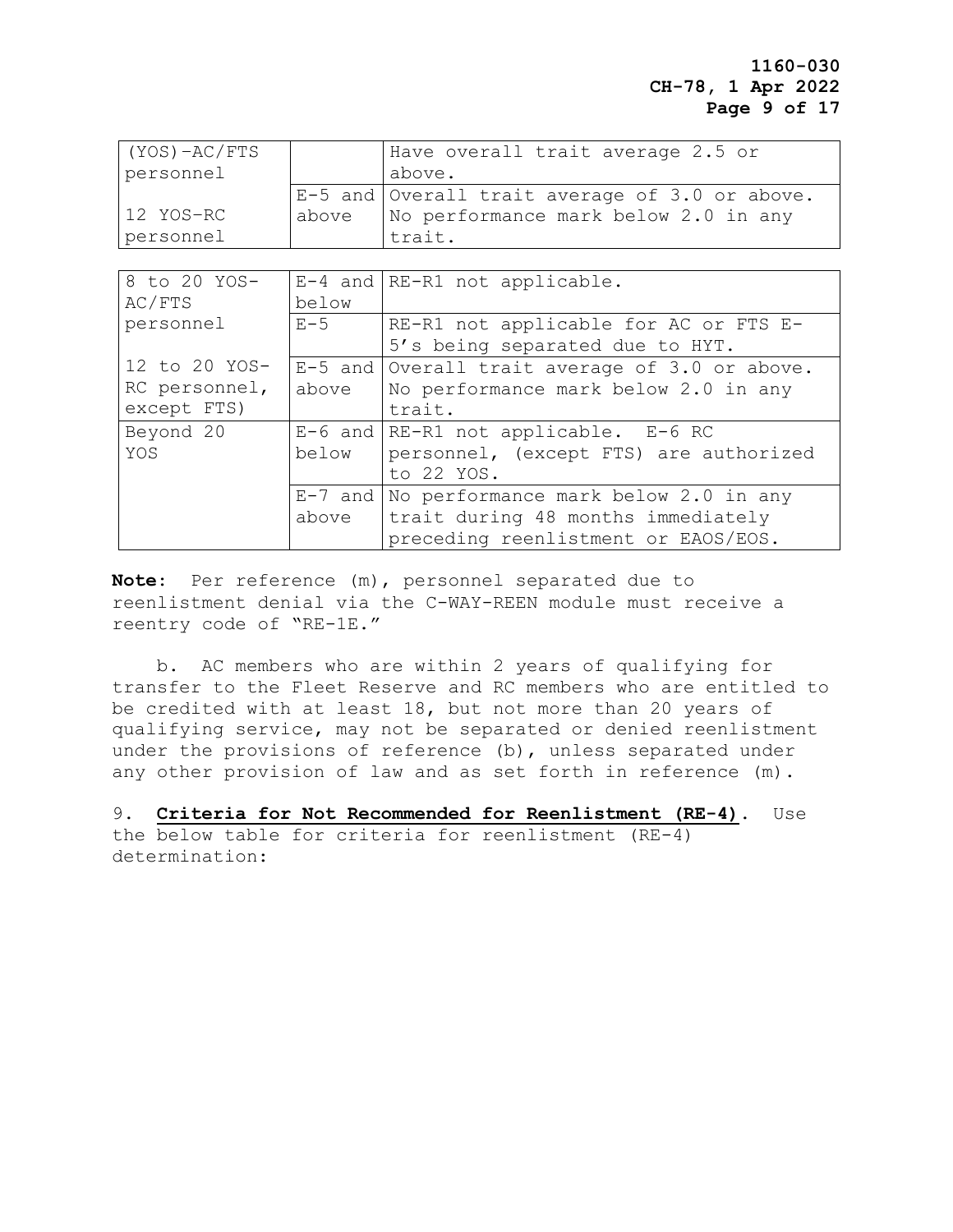| | | |
|---|---|---|
| (YOS)-AC/FTS personnel | | Have overall trait average 2.5 or above. |
| 12 YOS-RC personnel | E-5 and above | Overall trait average of 3.0 or above. No performance mark below 2.0 in any trait. |

| | | |
|---|---|---|
| 8 to 20 YOS-AC/FTS personnel | E-4 and below | RE-R1 not applicable. |
| | E-5 | RE-R1 not applicable for AC or FTS E-5's being separated due to HYT. |
| 12 to 20 YOS-RC personnel, except FTS) | E-5 and above | Overall trait average of 3.0 or above. No performance mark below 2.0 in any trait. |
| Beyond 20 YOS | E-6 and below | RE-R1 not applicable. E-6 RC personnel, (except FTS) are authorized to 22 YOS. |
| | E-7 and above | No performance mark below 2.0 in any trait during 48 months immediately preceding reenlistment or EAOS/EOS. |

**Note**: Per reference (m), personnel separated due to reenlistment denial via the C-WAY-REEN module must receive a reentry code of "RE-1E."

b. AC members who are within 2 years of qualifying for transfer to the Fleet Reserve and RC members who are entitled to be credited with at least 18, but not more than 20 years of qualifying service, may not be separated or denied reenlistment under the provisions of reference (b), unless separated under any other provision of law and as set forth in reference (m).

9. **Criteria for Not Recommended for Reenlistment (RE-4)**. Use the below table for criteria for reenlistment (RE-4) determination: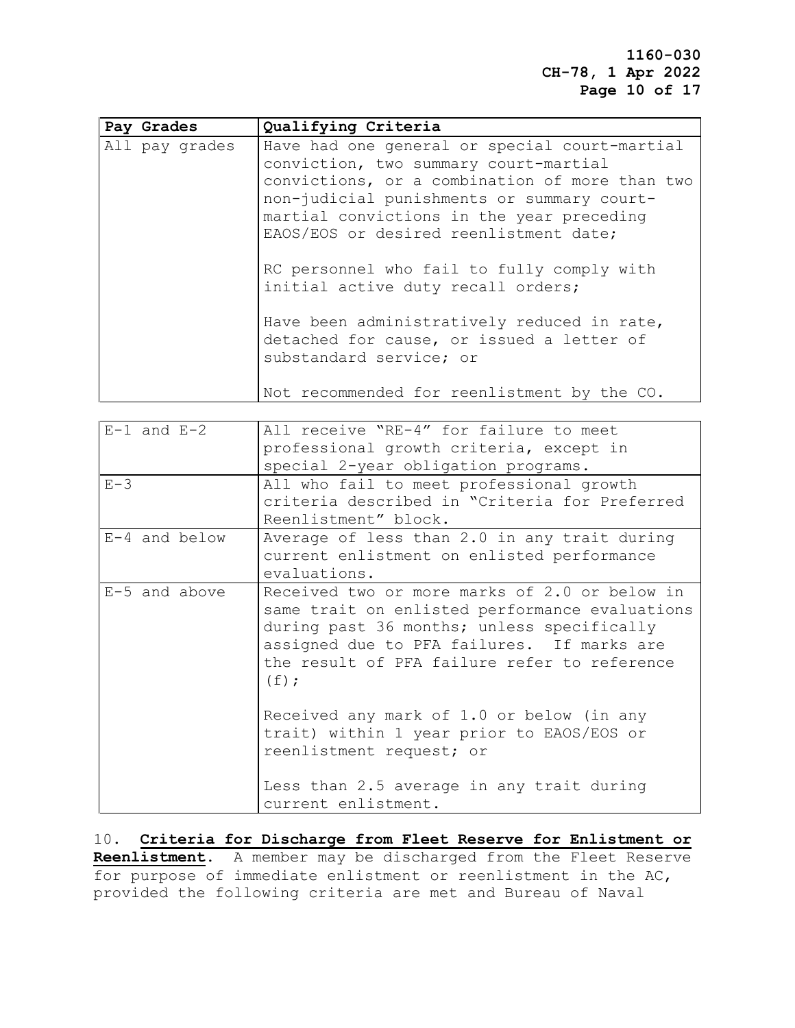| Pay Grades | Qualifying Criteria |
|---|---|
| All pay grades | Have had one general or special court-martial conviction, two summary court-martial convictions, or a combination of more than two non-judicial punishments or summary court-martial convictions in the year preceding EAOS/EOS or desired reenlistment date;<br><br>RC personnel who fail to fully comply with initial active duty recall orders;<br><br>Have been administratively reduced in rate, detached for cause, or issued a letter of substandard service; or<br><br>Not recommended for reenlistment by the CO. |

| | |
|---|---|
| E-1 and E-2 | All receive "RE-4" for failure to meet professional growth criteria, except in special 2-year obligation programs. |
| E-3 | All who fail to meet professional growth criteria described in "Criteria for Preferred Reenlistment" block. |
| E-4 and below | Average of less than 2.0 in any trait during current enlistment on enlisted performance evaluations. |
| E-5 and above | Received two or more marks of 2.0 or below in same trait on enlisted performance evaluations during past 36 months; unless specifically assigned due to PFA failures. If marks are the result of PFA failure refer to reference (f);<br><br>Received any mark of 1.0 or below (in any trait) within 1 year prior to EAOS/EOS or reenlistment request; or<br><br>Less than 2.5 average in any trait during current enlistment. |

10. **Criteria for Discharge from Fleet Reserve for Enlistment or Reenlistment**. A member may be discharged from the Fleet Reserve for purpose of immediate enlistment or reenlistment in the AC, provided the following criteria are met and Bureau of Naval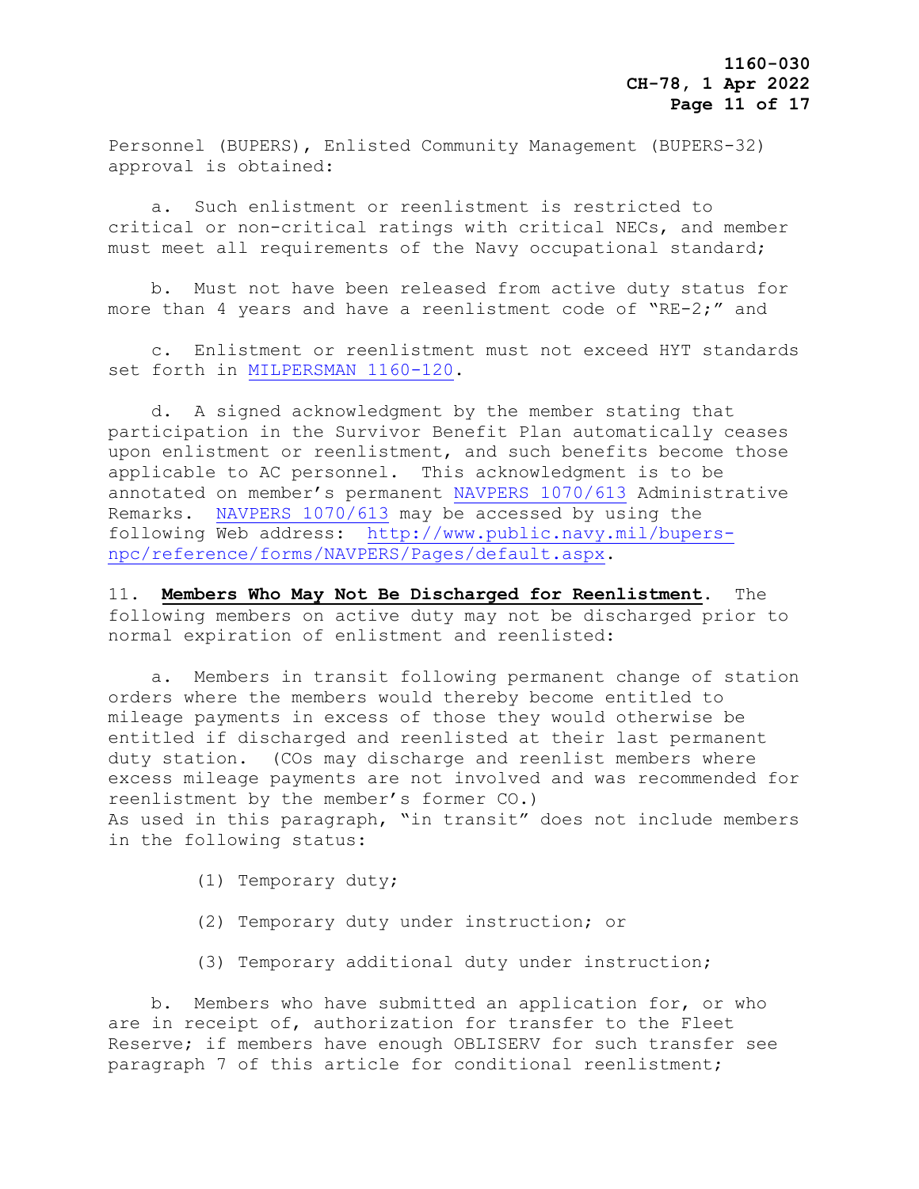Personnel (BUPERS), Enlisted Community Management (BUPERS-32) approval is obtained:

a. Such enlistment or reenlistment is restricted to critical or non-critical ratings with critical NECs, and member must meet all requirements of the Navy occupational standard;

b. Must not have been released from active duty status for more than 4 years and have a reenlistment code of "RE-2;" and

c. Enlistment or reenlistment must not exceed HYT standards set forth in MILPERSMAN 1160-120.

d. A signed acknowledgment by the member stating that participation in the Survivor Benefit Plan automatically ceases upon enlistment or reenlistment, and such benefits become those applicable to AC personnel. This acknowledgment is to be annotated on member's permanent NAVPERS 1070/613 Administrative Remarks. NAVPERS 1070/613 may be accessed by using the following Web address: http://www.public.navy.mil/bupers-npc/reference/forms/NAVPERS/Pages/default.aspx.

11. **Members Who May Not Be Discharged for Reenlistment**. The following members on active duty may not be discharged prior to normal expiration of enlistment and reenlisted:

a. Members in transit following permanent change of station orders where the members would thereby become entitled to mileage payments in excess of those they would otherwise be entitled if discharged and reenlisted at their last permanent duty station. (COs may discharge and reenlist members where excess mileage payments are not involved and was recommended for reenlistment by the member's former CO.)
As used in this paragraph, "in transit" does not include members in the following status:

(1) Temporary duty;

(2) Temporary duty under instruction; or

(3) Temporary additional duty under instruction;

b. Members who have submitted an application for, or who are in receipt of, authorization for transfer to the Fleet Reserve; if members have enough OBLISERV for such transfer see paragraph 7 of this article for conditional reenlistment;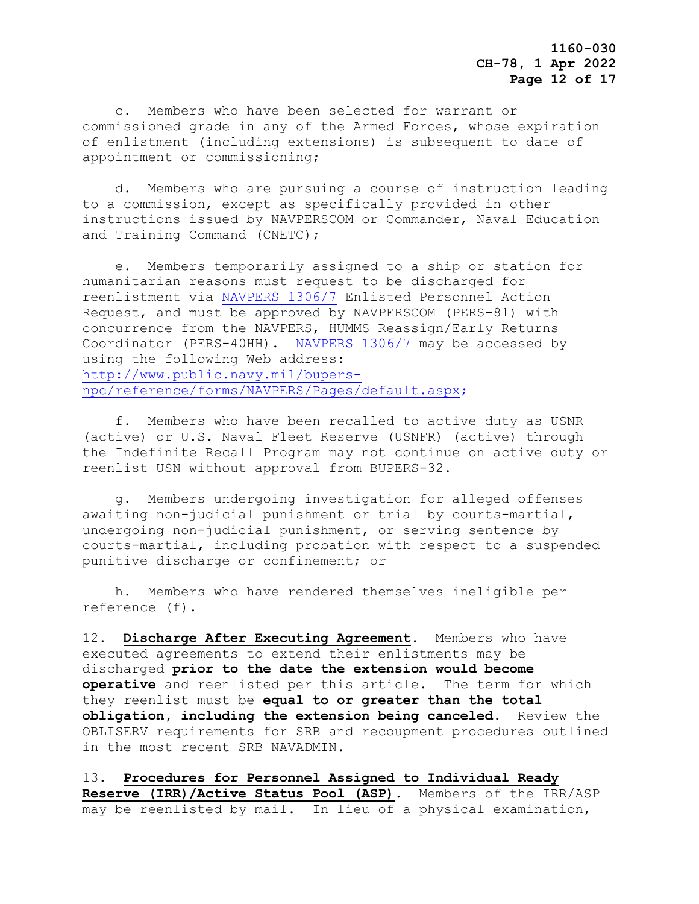c. Members who have been selected for warrant or commissioned grade in any of the Armed Forces, whose expiration of enlistment (including extensions) is subsequent to date of appointment or commissioning;

d. Members who are pursuing a course of instruction leading to a commission, except as specifically provided in other instructions issued by NAVPERSCOM or Commander, Naval Education and Training Command (CNETC);

e. Members temporarily assigned to a ship or station for humanitarian reasons must request to be discharged for reenlistment via [NAVPERS 1306/7](http://www.public.navy.mil/bupers-npc/reference/forms/NAVPERS/Pages/default.aspx) Enlisted Personnel Action Request, and must be approved by NAVPERSCOM (PERS-81) with concurrence from the NAVPERS, HUMMS Reassign/Early Returns Coordinator (PERS-40HH). [NAVPERS 1306/7](http://www.public.navy.mil/bupers-npc/reference/forms/NAVPERS/Pages/default.aspx) may be accessed by using the following Web address: [http://www.public.navy.mil/bupers-npc/reference/forms/NAVPERS/Pages/default.aspx](http://www.public.navy.mil/bupers-npc/reference/forms/NAVPERS/Pages/default.aspx);

f. Members who have been recalled to active duty as USNR (active) or U.S. Naval Fleet Reserve (USNFR) (active) through the Indefinite Recall Program may not continue on active duty or reenlist USN without approval from BUPERS-32.

g. Members undergoing investigation for alleged offenses awaiting non-judicial punishment or trial by courts-martial, undergoing non-judicial punishment, or serving sentence by courts-martial, including probation with respect to a suspended punitive discharge or confinement; or

h. Members who have rendered themselves ineligible per reference (f).

12. **Discharge After Executing Agreement**. Members who have executed agreements to extend their enlistments may be discharged **prior to the date the extension would become operative** and reenlisted per this article. The term for which they reenlist must be **equal to or greater than the total obligation, including the extension being canceled.** Review the OBLISERV requirements for SRB and recoupment procedures outlined in the most recent SRB NAVADMIN.

13. **Procedures for Personnel Assigned to Individual Ready Reserve (IRR)/Active Status Pool (ASP)**. Members of the IRR/ASP may be reenlisted by mail. In lieu of a physical examination,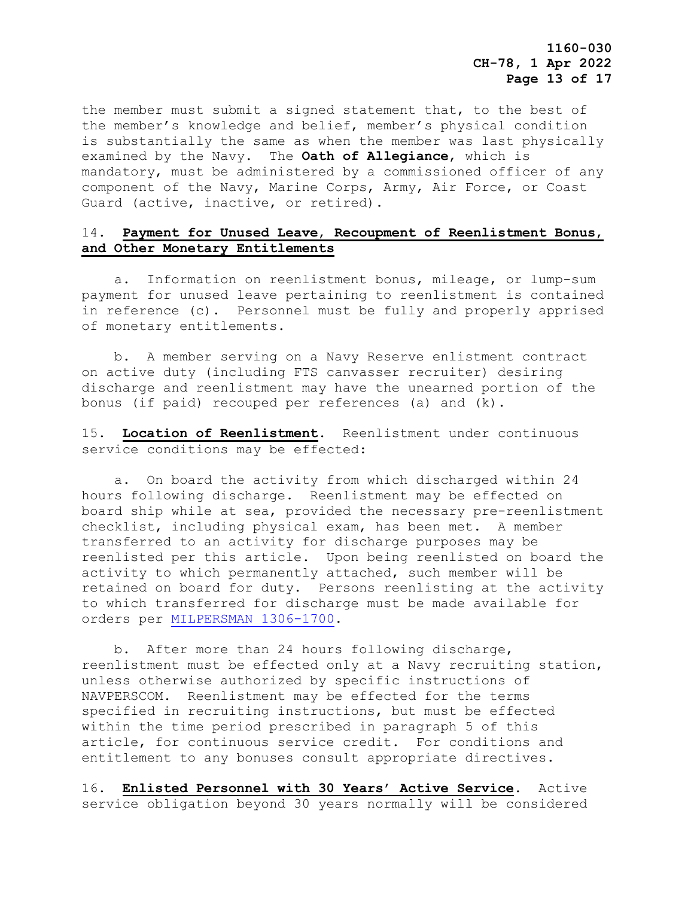the member must submit a signed statement that, to the best of the member's knowledge and belief, member's physical condition is substantially the same as when the member was last physically examined by the Navy. The **Oath of Allegiance**, which is mandatory, must be administered by a commissioned officer of any component of the Navy, Marine Corps, Army, Air Force, or Coast Guard (active, inactive, or retired).

14. **Payment for Unused Leave, Recoupment of Reenlistment Bonus, and Other Monetary Entitlements**

a. Information on reenlistment bonus, mileage, or lump-sum payment for unused leave pertaining to reenlistment is contained in reference (c). Personnel must be fully and properly apprised of monetary entitlements.

b. A member serving on a Navy Reserve enlistment contract on active duty (including FTS canvasser recruiter) desiring discharge and reenlistment may have the unearned portion of the bonus (if paid) recouped per references (a) and (k).

15. **Location of Reenlistment**. Reenlistment under continuous service conditions may be effected:

a. On board the activity from which discharged within 24 hours following discharge. Reenlistment may be effected on board ship while at sea, provided the necessary pre-reenlistment checklist, including physical exam, has been met. A member transferred to an activity for discharge purposes may be reenlisted per this article. Upon being reenlisted on board the activity to which permanently attached, such member will be retained on board for duty. Persons reenlisting at the activity to which transferred for discharge must be made available for orders per MILPERSMAN 1306-1700.

b. After more than 24 hours following discharge, reenlistment must be effected only at a Navy recruiting station, unless otherwise authorized by specific instructions of NAVPERSCOM. Reenlistment may be effected for the terms specified in recruiting instructions, but must be effected within the time period prescribed in paragraph 5 of this article, for continuous service credit. For conditions and entitlement to any bonuses consult appropriate directives.

16. **Enlisted Personnel with 30 Years' Active Service**. Active service obligation beyond 30 years normally will be considered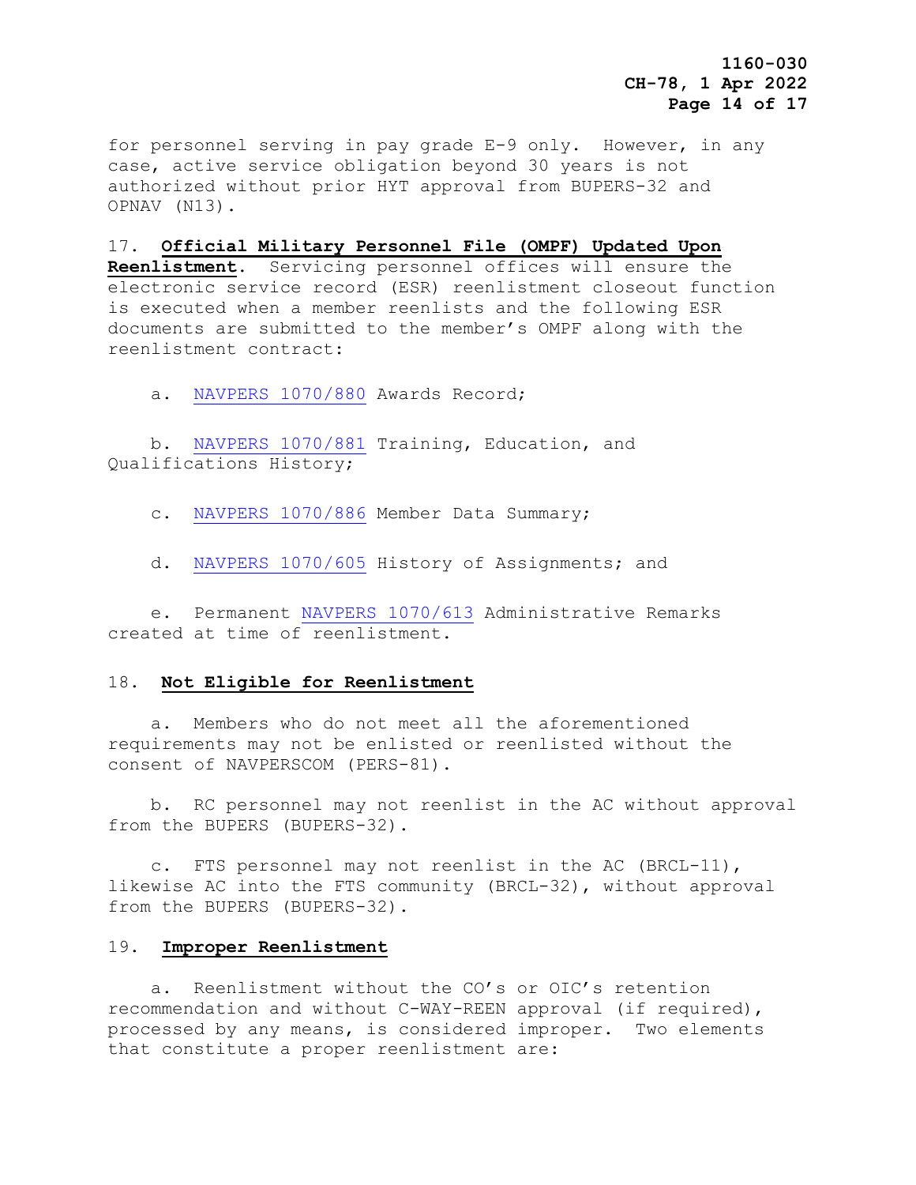for personnel serving in pay grade E-9 only. However, in any case, active service obligation beyond 30 years is not authorized without prior HYT approval from BUPERS-32 and OPNAV (N13).

17. **Official Military Personnel File (OMPF) Updated Upon Reenlistment**. Servicing personnel offices will ensure the electronic service record (ESR) reenlistment closeout function is executed when a member reenlists and the following ESR documents are submitted to the member's OMPF along with the reenlistment contract:

a. NAVPERS 1070/880 Awards Record;

b. NAVPERS 1070/881 Training, Education, and Qualifications History;

c. NAVPERS 1070/886 Member Data Summary;

d. NAVPERS 1070/605 History of Assignments; and

e. Permanent NAVPERS 1070/613 Administrative Remarks created at time of reenlistment.

18. **Not Eligible for Reenlistment**

a. Members who do not meet all the aforementioned requirements may not be enlisted or reenlisted without the consent of NAVPERSCOM (PERS-81).

b. RC personnel may not reenlist in the AC without approval from the BUPERS (BUPERS-32).

c. FTS personnel may not reenlist in the AC (BRCL-11), likewise AC into the FTS community (BRCL-32), without approval from the BUPERS (BUPERS-32).

19. **Improper Reenlistment**

a. Reenlistment without the CO's or OIC's retention recommendation and without C-WAY-REEN approval (if required), processed by any means, is considered improper. Two elements that constitute a proper reenlistment are: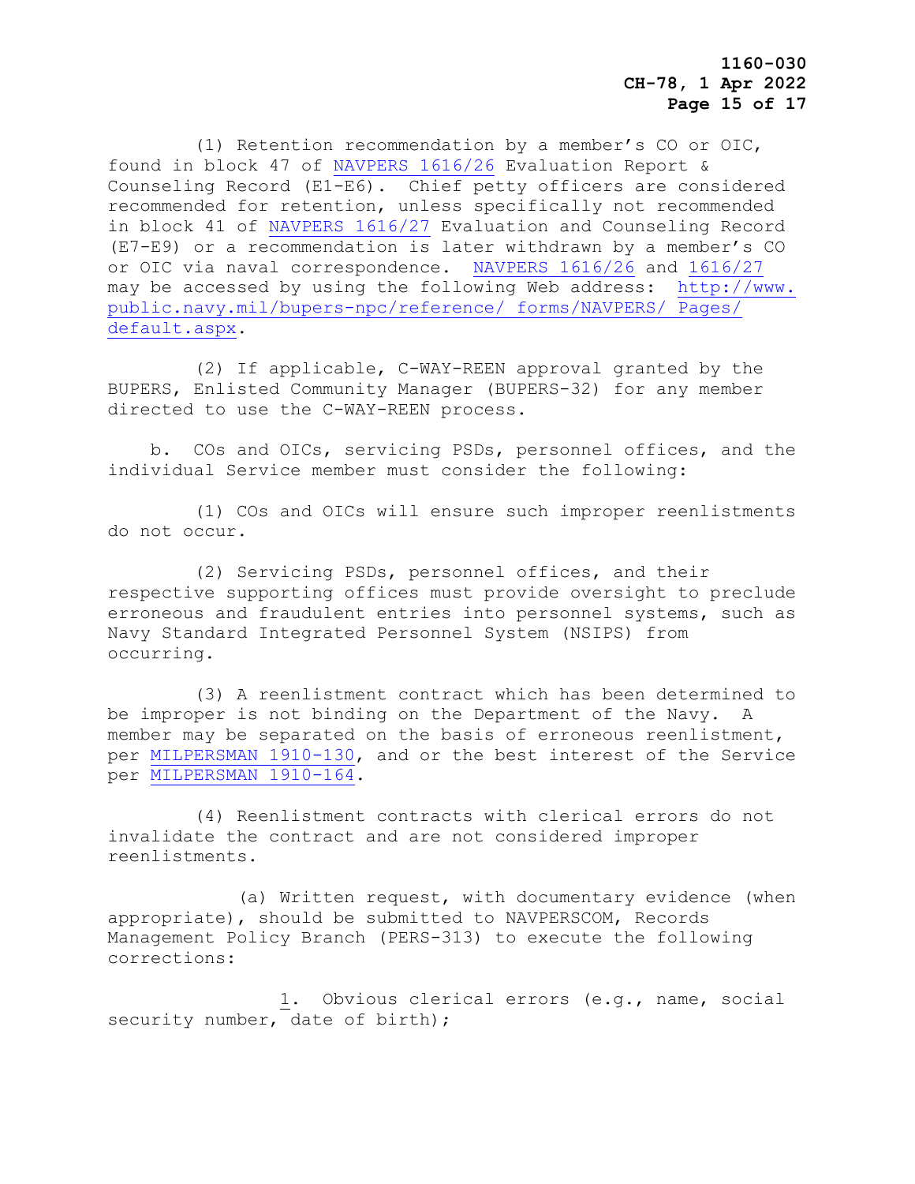(1) Retention recommendation by a member's CO or OIC, found in block 47 of NAVPERS 1616/26 Evaluation Report & Counseling Record (E1-E6). Chief petty officers are considered recommended for retention, unless specifically not recommended in block 41 of NAVPERS 1616/27 Evaluation and Counseling Record (E7-E9) or a recommendation is later withdrawn by a member's CO or OIC via naval correspondence. NAVPERS 1616/26 and 1616/27 may be accessed by using the following Web address: http://www.public.navy.mil/bupers-npc/reference/ forms/NAVPERS/ Pages/ default.aspx.

(2) If applicable, C-WAY-REEN approval granted by the BUPERS, Enlisted Community Manager (BUPERS-32) for any member directed to use the C-WAY-REEN process.

b. COs and OICs, servicing PSDs, personnel offices, and the individual Service member must consider the following:

(1) COs and OICs will ensure such improper reenlistments do not occur.

(2) Servicing PSDs, personnel offices, and their respective supporting offices must provide oversight to preclude erroneous and fraudulent entries into personnel systems, such as Navy Standard Integrated Personnel System (NSIPS) from occurring.

(3) A reenlistment contract which has been determined to be improper is not binding on the Department of the Navy. A member may be separated on the basis of erroneous reenlistment, per MILPERSMAN 1910-130, and or the best interest of the Service per MILPERSMAN 1910-164.

(4) Reenlistment contracts with clerical errors do not invalidate the contract and are not considered improper reenlistments.

(a) Written request, with documentary evidence (when appropriate), should be submitted to NAVPERSCOM, Records Management Policy Branch (PERS-313) to execute the following corrections:

1. Obvious clerical errors (e.g., name, social security number, date of birth);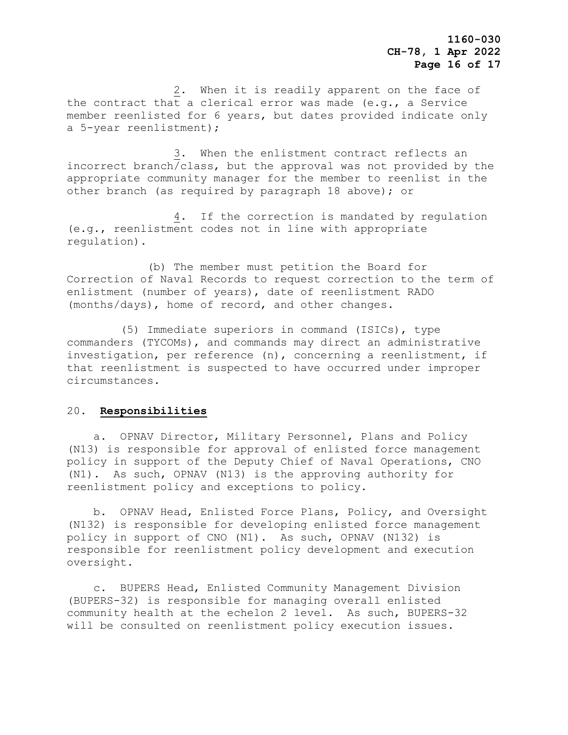2. When it is readily apparent on the face of the contract that a clerical error was made (e.g., a Service member reenlisted for 6 years, but dates provided indicate only a 5-year reenlistment);

3. When the enlistment contract reflects an incorrect branch/class, but the approval was not provided by the appropriate community manager for the member to reenlist in the other branch (as required by paragraph 18 above); or

4. If the correction is mandated by regulation (e.g., reenlistment codes not in line with appropriate regulation).

(b) The member must petition the Board for Correction of Naval Records to request correction to the term of enlistment (number of years), date of reenlistment RADO (months/days), home of record, and other changes.

(5) Immediate superiors in command (ISICs), type commanders (TYCOMs), and commands may direct an administrative investigation, per reference (n), concerning a reenlistment, if that reenlistment is suspected to have occurred under improper circumstances.

20. **Responsibilities**

a. OPNAV Director, Military Personnel, Plans and Policy (N13) is responsible for approval of enlisted force management policy in support of the Deputy Chief of Naval Operations, CNO (N1). As such, OPNAV (N13) is the approving authority for reenlistment policy and exceptions to policy.

b. OPNAV Head, Enlisted Force Plans, Policy, and Oversight (N132) is responsible for developing enlisted force management policy in support of CNO (N1). As such, OPNAV (N132) is responsible for reenlistment policy development and execution oversight.

c. BUPERS Head, Enlisted Community Management Division (BUPERS-32) is responsible for managing overall enlisted community health at the echelon 2 level. As such, BUPERS-32 will be consulted on reenlistment policy execution issues.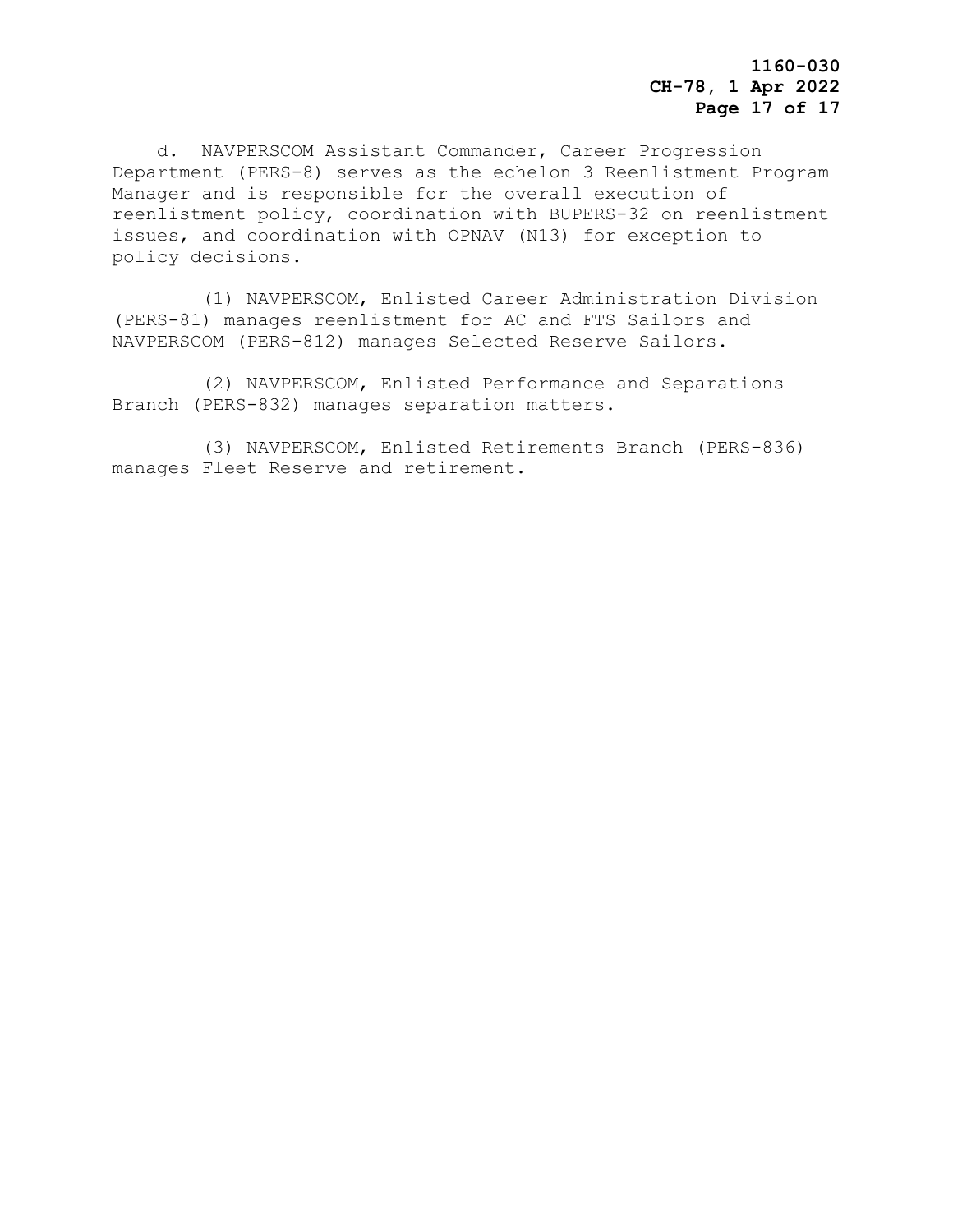d. NAVPERSCOM Assistant Commander, Career Progression Department (PERS-8) serves as the echelon 3 Reenlistment Program Manager and is responsible for the overall execution of reenlistment policy, coordination with BUPERS-32 on reenlistment issues, and coordination with OPNAV (N13) for exception to policy decisions.

(1) NAVPERSCOM, Enlisted Career Administration Division (PERS-81) manages reenlistment for AC and FTS Sailors and NAVPERSCOM (PERS-812) manages Selected Reserve Sailors.

(2) NAVPERSCOM, Enlisted Performance and Separations Branch (PERS-832) manages separation matters.

(3) NAVPERSCOM, Enlisted Retirements Branch (PERS-836) manages Fleet Reserve and retirement.